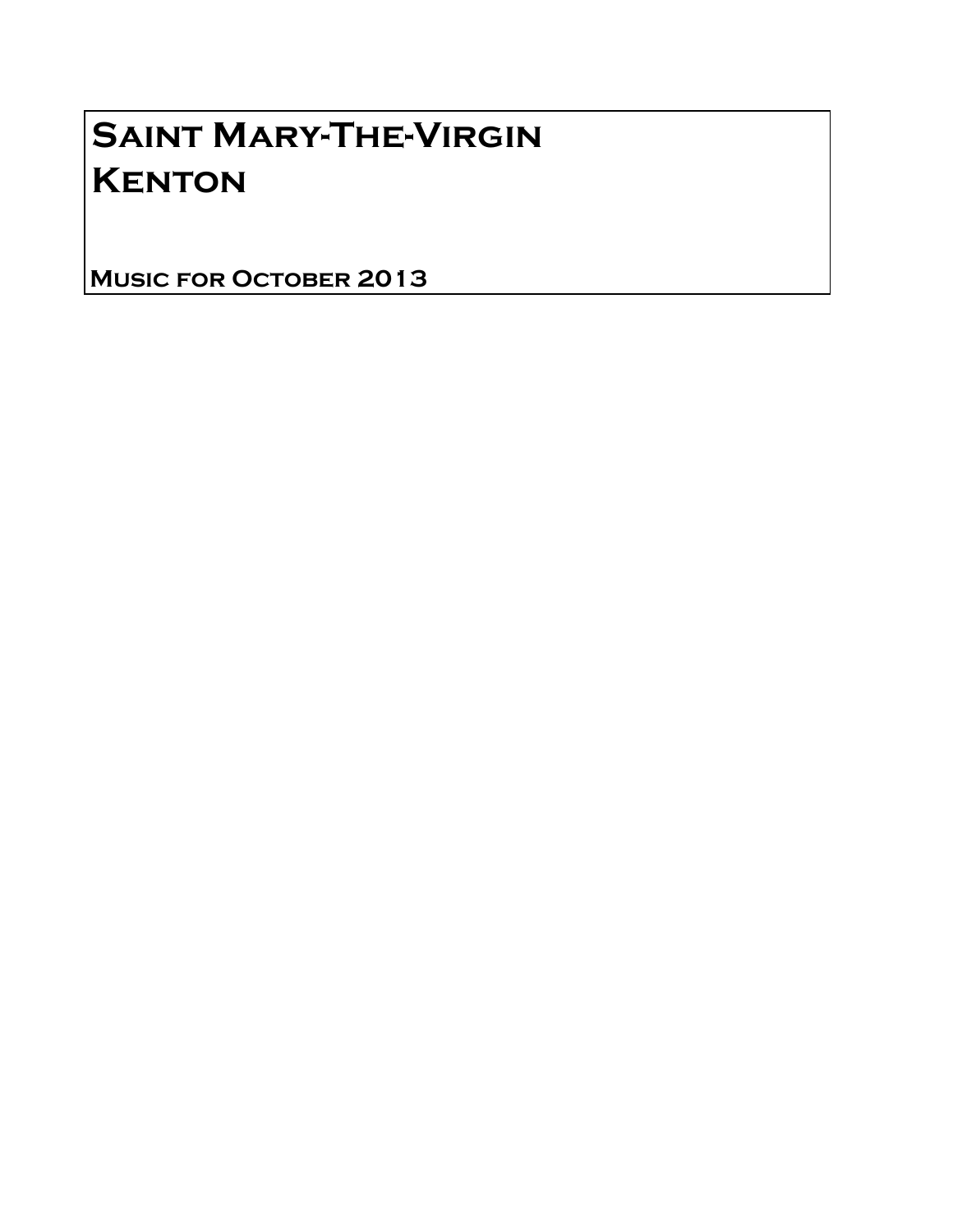# Saint Mary-The-Virgin
# Kenton

**Music for October 2013**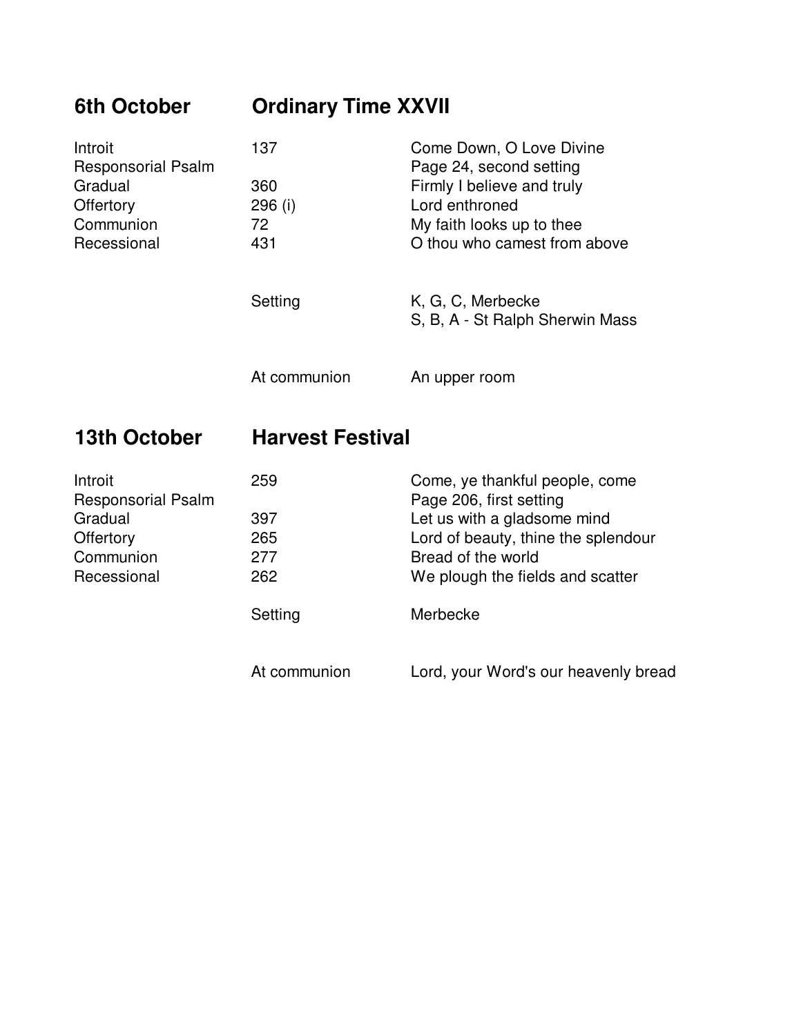## 6th October — Ordinary Time XXVII

| | | |
|---|---|---|
| Introit | 137 | Come Down, O Love Divine |
| Responsorial Psalm | | Page 24, second setting |
| Gradual | 360 | Firmly I believe and truly |
| Offertory | 296 (i) | Lord enthroned |
| Communion | 72 | My faith looks up to thee |
| Recessional | 431 | O thou who camest from above |
| | Setting | K, G, C, Merbecke<br>S, B, A - St Ralph Sherwin Mass |
| | At communion | An upper room |

## 13th October — Harvest Festival

| | | |
|---|---|---|
| Introit | 259 | Come, ye thankful people, come |
| Responsorial Psalm | | Page 206, first setting |
| Gradual | 397 | Let us with a gladsome mind |
| Offertory | 265 | Lord of beauty, thine the splendour |
| Communion | 277 | Bread of the world |
| Recessional | 262 | We plough the fields and scatter |
| | Setting | Merbecke |
| | At communion | Lord, your Word's our heavenly bread |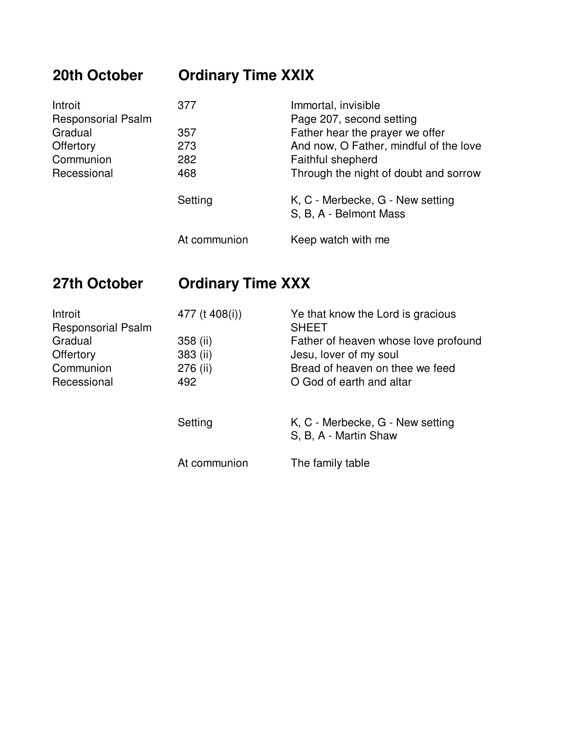## 20th October — Ordinary Time XXIX

| | | |
|---|---|---|
| Introit | 377 | Immortal, invisible |
| Responsorial Psalm | | Page 207, second setting |
| Gradual | 357 | Father hear the prayer we offer |
| Offertory | 273 | And now, O Father, mindful of the love |
| Communion | 282 | Faithful shepherd |
| Recessional | 468 | Through the night of doubt and sorrow |
| | Setting | K, C - Merbecke, G - New setting<br>S, B, A - Belmont Mass |
| | At communion | Keep watch with me |

## 27th October — Ordinary Time XXX

| | | |
|---|---|---|
| Introit | 477 (t 408(i)) | Ye that know the Lord is gracious |
| Responsorial Psalm | | SHEET |
| Gradual | 358 (ii) | Father of heaven whose love profound |
| Offertory | 383 (ii) | Jesu, lover of my soul |
| Communion | 276 (ii) | Bread of heaven on thee we feed |
| Recessional | 492 | O God of earth and altar |
| | Setting | K, C - Merbecke, G - New setting<br>S, B, A - Martin Shaw |
| | At communion | The family table |